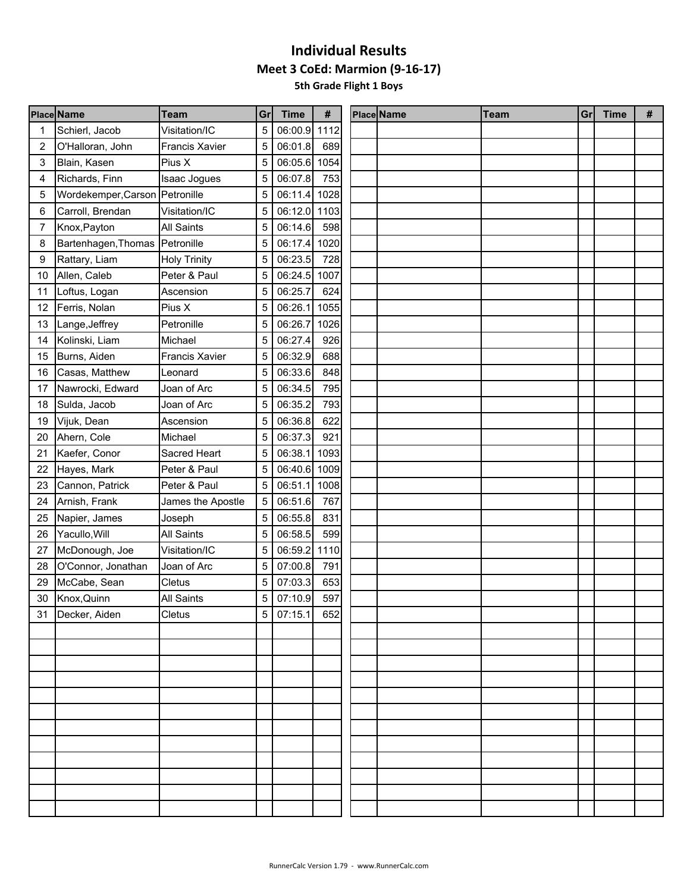# Individual Results

## Meet 3 CoEd: Marmion (9-16-17)

### 5th Grade Flight 1 Boys

| Place | Name | Team | Gr | Time | # |
|---|---|---|---|---|---|
| 1 | Schierl, Jacob | Visitation/IC | 5 | 06:00.9 | 1112 |
| 2 | O'Halloran, John | Francis Xavier | 5 | 06:01.8 | 689 |
| 3 | Blain, Kasen | Pius X | 5 | 06:05.6 | 1054 |
| 4 | Richards, Finn | Isaac Jogues | 5 | 06:07.8 | 753 |
| 5 | Wordekemper,Carson | Petronille | 5 | 06:11.4 | 1028 |
| 6 | Carroll, Brendan | Visitation/IC | 5 | 06:12.0 | 1103 |
| 7 | Knox,Payton | All Saints | 5 | 06:14.6 | 598 |
| 8 | Bartenhagen,Thomas | Petronille | 5 | 06:17.4 | 1020 |
| 9 | Rattary, Liam | Holy Trinity | 5 | 06:23.5 | 728 |
| 10 | Allen, Caleb | Peter & Paul | 5 | 06:24.5 | 1007 |
| 11 | Loftus, Logan | Ascension | 5 | 06:25.7 | 624 |
| 12 | Ferris, Nolan | Pius X | 5 | 06:26.1 | 1055 |
| 13 | Lange,Jeffrey | Petronille | 5 | 06:26.7 | 1026 |
| 14 | Kolinski, Liam | Michael | 5 | 06:27.4 | 926 |
| 15 | Burns, Aiden | Francis Xavier | 5 | 06:32.9 | 688 |
| 16 | Casas, Matthew | Leonard | 5 | 06:33.6 | 848 |
| 17 | Nawrocki, Edward | Joan of Arc | 5 | 06:34.5 | 795 |
| 18 | Sulda, Jacob | Joan of Arc | 5 | 06:35.2 | 793 |
| 19 | Vijuk, Dean | Ascension | 5 | 06:36.8 | 622 |
| 20 | Ahern, Cole | Michael | 5 | 06:37.3 | 921 |
| 21 | Kaefer, Conor | Sacred Heart | 5 | 06:38.1 | 1093 |
| 22 | Hayes, Mark | Peter & Paul | 5 | 06:40.6 | 1009 |
| 23 | Cannon, Patrick | Peter & Paul | 5 | 06:51.1 | 1008 |
| 24 | Arnish, Frank | James the Apostle | 5 | 06:51.6 | 767 |
| 25 | Napier, James | Joseph | 5 | 06:55.8 | 831 |
| 26 | Yacullo,Will | All Saints | 5 | 06:58.5 | 599 |
| 27 | McDonough, Joe | Visitation/IC | 5 | 06:59.2 | 1110 |
| 28 | O'Connor, Jonathan | Joan of Arc | 5 | 07:00.8 | 791 |
| 29 | McCabe, Sean | Cletus | 5 | 07:03.3 | 653 |
| 30 | Knox,Quinn | All Saints | 5 | 07:10.9 | 597 |
| 31 | Decker, Aiden | Cletus | 5 | 07:15.1 | 652 |

RunnerCalc Version 1.79 - www.RunnerCalc.com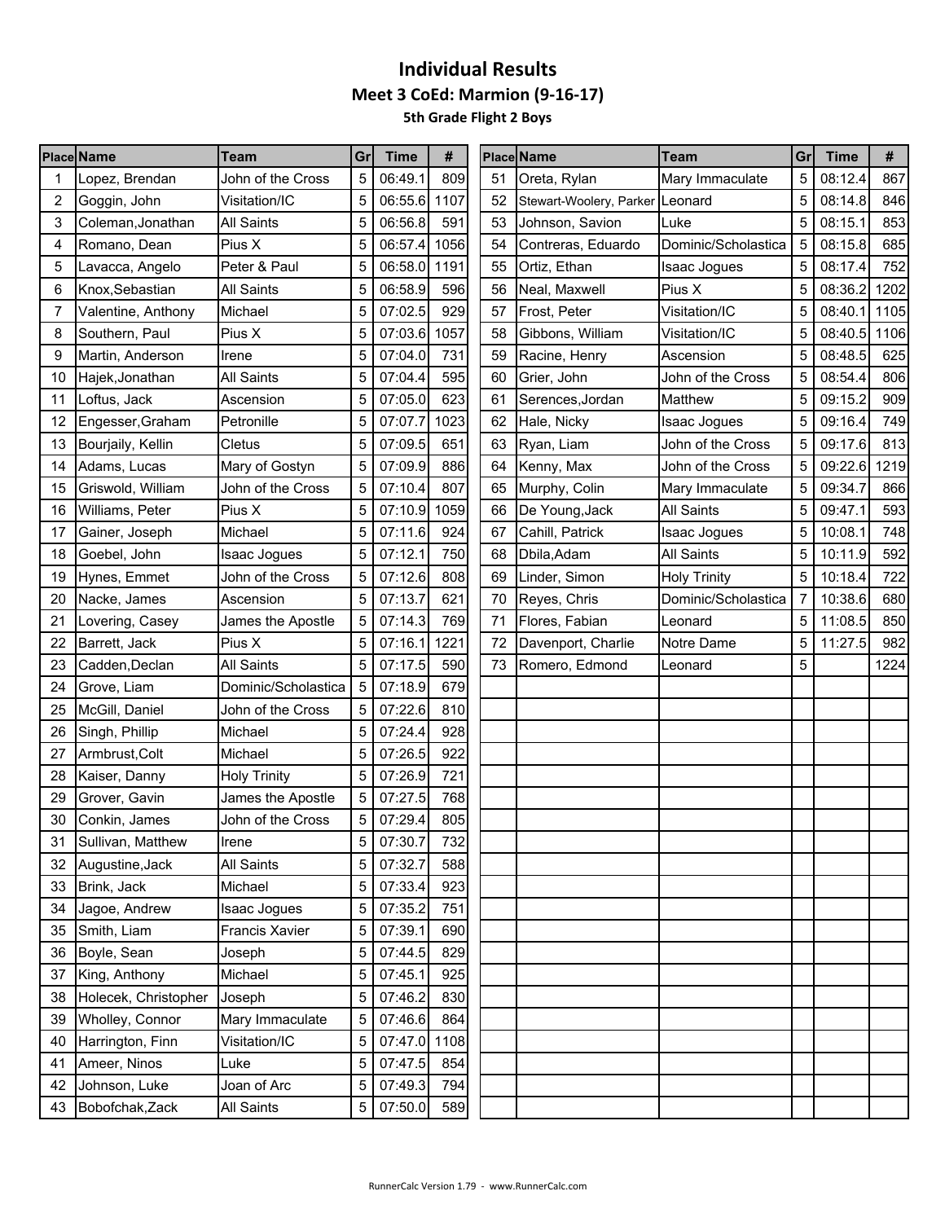# Individual Results

## Meet 3 CoEd: Marmion (9-16-17)

### 5th Grade Flight 2 Boys

| Place | Name | Team | Gr | Time | # |
|---|---|---|---|---|---|
| 1 | Lopez, Brendan | John of the Cross | 5 | 06:49.1 | 809 |
| 2 | Goggin, John | Visitation/IC | 5 | 06:55.6 | 1107 |
| 3 | Coleman,Jonathan | All Saints | 5 | 06:56.8 | 591 |
| 4 | Romano, Dean | Pius X | 5 | 06:57.4 | 1056 |
| 5 | Lavacca, Angelo | Peter & Paul | 5 | 06:58.0 | 1191 |
| 6 | Knox,Sebastian | All Saints | 5 | 06:58.9 | 596 |
| 7 | Valentine, Anthony | Michael | 5 | 07:02.5 | 929 |
| 8 | Southern, Paul | Pius X | 5 | 07:03.6 | 1057 |
| 9 | Martin, Anderson | Irene | 5 | 07:04.0 | 731 |
| 10 | Hajek,Jonathan | All Saints | 5 | 07:04.4 | 595 |
| 11 | Loftus, Jack | Ascension | 5 | 07:05.0 | 623 |
| 12 | Engesser,Graham | Petronille | 5 | 07:07.7 | 1023 |
| 13 | Bourjaily, Kellin | Cletus | 5 | 07:09.5 | 651 |
| 14 | Adams, Lucas | Mary of Gostyn | 5 | 07:09.9 | 886 |
| 15 | Griswold, William | John of the Cross | 5 | 07:10.4 | 807 |
| 16 | Williams, Peter | Pius X | 5 | 07:10.9 | 1059 |
| 17 | Gainer, Joseph | Michael | 5 | 07:11.6 | 924 |
| 18 | Goebel, John | Isaac Jogues | 5 | 07:12.1 | 750 |
| 19 | Hynes, Emmet | John of the Cross | 5 | 07:12.6 | 808 |
| 20 | Nacke, James | Ascension | 5 | 07:13.7 | 621 |
| 21 | Lovering, Casey | James the Apostle | 5 | 07:14.3 | 769 |
| 22 | Barrett, Jack | Pius X | 5 | 07:16.1 | 1221 |
| 23 | Cadden,Declan | All Saints | 5 | 07:17.5 | 590 |
| 24 | Grove, Liam | Dominic/Scholastica | 5 | 07:18.9 | 679 |
| 25 | McGill, Daniel | John of the Cross | 5 | 07:22.6 | 810 |
| 26 | Singh, Phillip | Michael | 5 | 07:24.4 | 928 |
| 27 | Armbrust,Colt | Michael | 5 | 07:26.5 | 922 |
| 28 | Kaiser, Danny | Holy Trinity | 5 | 07:26.9 | 721 |
| 29 | Grover, Gavin | James the Apostle | 5 | 07:27.5 | 768 |
| 30 | Conkin, James | John of the Cross | 5 | 07:29.4 | 805 |
| 31 | Sullivan, Matthew | Irene | 5 | 07:30.7 | 732 |
| 32 | Augustine,Jack | All Saints | 5 | 07:32.7 | 588 |
| 33 | Brink, Jack | Michael | 5 | 07:33.4 | 923 |
| 34 | Jagoe, Andrew | Isaac Jogues | 5 | 07:35.2 | 751 |
| 35 | Smith, Liam | Francis Xavier | 5 | 07:39.1 | 690 |
| 36 | Boyle, Sean | Joseph | 5 | 07:44.5 | 829 |
| 37 | King, Anthony | Michael | 5 | 07:45.1 | 925 |
| 38 | Holecek, Christopher | Joseph | 5 | 07:46.2 | 830 |
| 39 | Wholley, Connor | Mary Immaculate | 5 | 07:46.6 | 864 |
| 40 | Harrington, Finn | Visitation/IC | 5 | 07:47.0 | 1108 |
| 41 | Ameer, Ninos | Luke | 5 | 07:47.5 | 854 |
| 42 | Johnson, Luke | Joan of Arc | 5 | 07:49.3 | 794 |
| 43 | Bobofchak,Zack | All Saints | 5 | 07:50.0 | 589 |
| 51 | Oreta, Rylan | Mary Immaculate | 5 | 08:12.4 | 867 |
| 52 | Stewart-Woolery, Parker | Leonard | 5 | 08:14.8 | 846 |
| 53 | Johnson, Savion | Luke | 5 | 08:15.1 | 853 |
| 54 | Contreras, Eduardo | Dominic/Scholastica | 5 | 08:15.8 | 685 |
| 55 | Ortiz, Ethan | Isaac Jogues | 5 | 08:17.4 | 752 |
| 56 | Neal, Maxwell | Pius X | 5 | 08:36.2 | 1202 |
| 57 | Frost, Peter | Visitation/IC | 5 | 08:40.1 | 1105 |
| 58 | Gibbons, William | Visitation/IC | 5 | 08:40.5 | 1106 |
| 59 | Racine, Henry | Ascension | 5 | 08:48.5 | 625 |
| 60 | Grier, John | John of the Cross | 5 | 08:54.4 | 806 |
| 61 | Serences,Jordan | Matthew | 5 | 09:15.2 | 909 |
| 62 | Hale, Nicky | Isaac Jogues | 5 | 09:16.4 | 749 |
| 63 | Ryan, Liam | John of the Cross | 5 | 09:17.6 | 813 |
| 64 | Kenny, Max | John of the Cross | 5 | 09:22.6 | 1219 |
| 65 | Murphy, Colin | Mary Immaculate | 5 | 09:34.7 | 866 |
| 66 | De Young,Jack | All Saints | 5 | 09:47.1 | 593 |
| 67 | Cahill, Patrick | Isaac Jogues | 5 | 10:08.1 | 748 |
| 68 | Dbila,Adam | All Saints | 5 | 10:11.9 | 592 |
| 69 | Linder, Simon | Holy Trinity | 5 | 10:18.4 | 722 |
| 70 | Reyes, Chris | Dominic/Scholastica | 7 | 10:38.6 | 680 |
| 71 | Flores, Fabian | Leonard | 5 | 11:08.5 | 850 |
| 72 | Davenport, Charlie | Notre Dame | 5 | 11:27.5 | 982 |
| 73 | Romero, Edmond | Leonard | 5 | | 1224 |

RunnerCalc Version 1.79 - www.RunnerCalc.com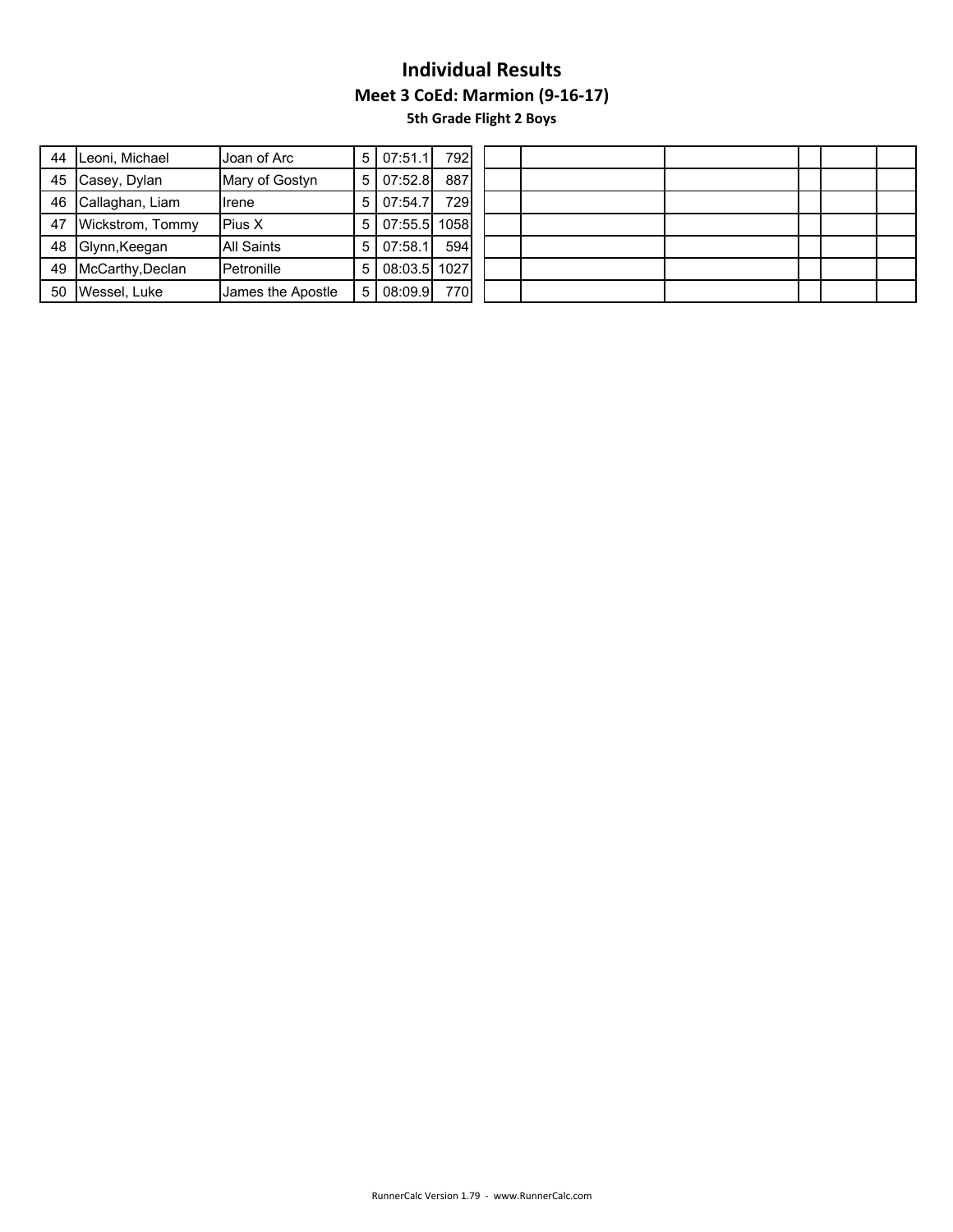# Individual Results

## Meet 3 CoEd: Marmion (9-16-17)

### 5th Grade Flight 2 Boys

| | | | | | |
|---|---|---|---|---|---|
| 44 | Leoni, Michael | Joan of Arc | 5 | 07:51.1 | 792 |
| 45 | Casey, Dylan | Mary of Gostyn | 5 | 07:52.8 | 887 |
| 46 | Callaghan, Liam | Irene | 5 | 07:54.7 | 729 |
| 47 | Wickstrom, Tommy | Pius X | 5 | 07:55.5 | 1058 |
| 48 | Glynn,Keegan | All Saints | 5 | 07:58.1 | 594 |
| 49 | McCarthy,Declan | Petronille | 5 | 08:03.5 | 1027 |
| 50 | Wessel, Luke | James the Apostle | 5 | 08:09.9 | 770 |

RunnerCalc Version 1.79 - www.RunnerCalc.com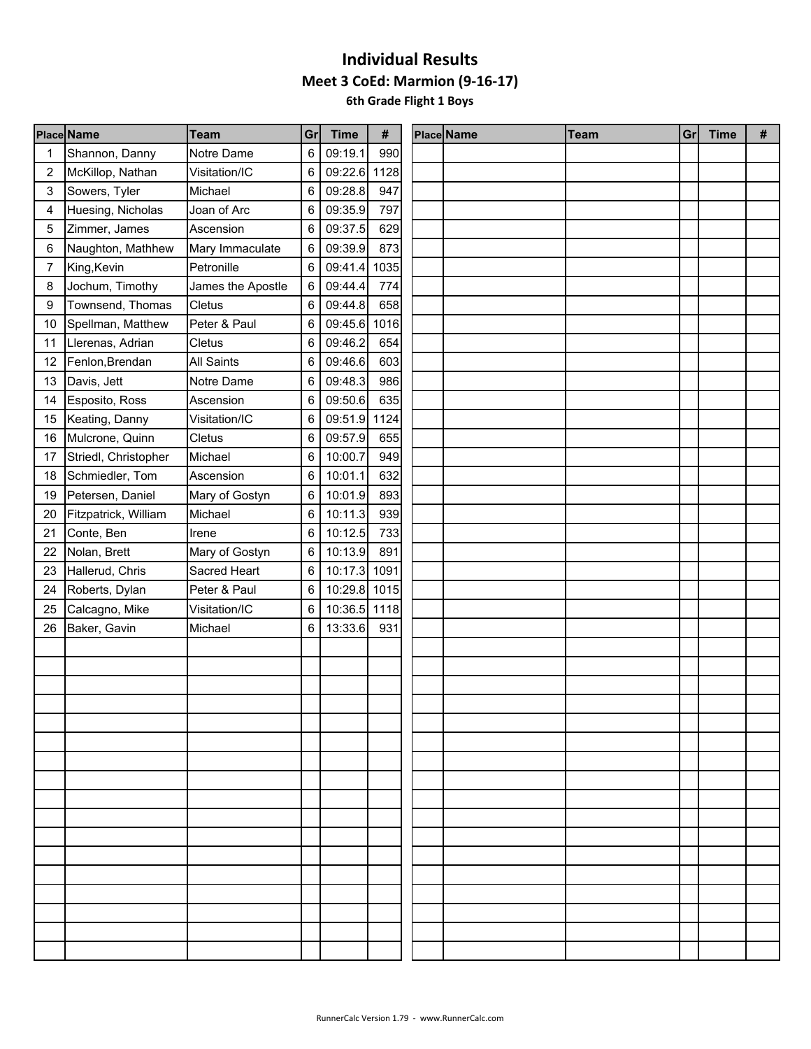# Individual Results

## Meet 3 CoEd: Marmion (9-16-17)

### 6th Grade Flight 1 Boys

| Place | Name | Team | Gr | Time | # |
|---|---|---|---|---|---|
| 1 | Shannon, Danny | Notre Dame | 6 | 09:19.1 | 990 |
| 2 | McKillop, Nathan | Visitation/IC | 6 | 09:22.6 | 1128 |
| 3 | Sowers, Tyler | Michael | 6 | 09:28.8 | 947 |
| 4 | Huesing, Nicholas | Joan of Arc | 6 | 09:35.9 | 797 |
| 5 | Zimmer, James | Ascension | 6 | 09:37.5 | 629 |
| 6 | Naughton, Mathhew | Mary Immaculate | 6 | 09:39.9 | 873 |
| 7 | King,Kevin | Petronille | 6 | 09:41.4 | 1035 |
| 8 | Jochum, Timothy | James the Apostle | 6 | 09:44.4 | 774 |
| 9 | Townsend, Thomas | Cletus | 6 | 09:44.8 | 658 |
| 10 | Spellman, Matthew | Peter & Paul | 6 | 09:45.6 | 1016 |
| 11 | Llerenas, Adrian | Cletus | 6 | 09:46.2 | 654 |
| 12 | Fenlon,Brendan | All Saints | 6 | 09:46.6 | 603 |
| 13 | Davis, Jett | Notre Dame | 6 | 09:48.3 | 986 |
| 14 | Esposito, Ross | Ascension | 6 | 09:50.6 | 635 |
| 15 | Keating, Danny | Visitation/IC | 6 | 09:51.9 | 1124 |
| 16 | Mulcrone, Quinn | Cletus | 6 | 09:57.9 | 655 |
| 17 | Striedl, Christopher | Michael | 6 | 10:00.7 | 949 |
| 18 | Schmiedler, Tom | Ascension | 6 | 10:01.1 | 632 |
| 19 | Petersen, Daniel | Mary of Gostyn | 6 | 10:01.9 | 893 |
| 20 | Fitzpatrick, William | Michael | 6 | 10:11.3 | 939 |
| 21 | Conte, Ben | Irene | 6 | 10:12.5 | 733 |
| 22 | Nolan, Brett | Mary of Gostyn | 6 | 10:13.9 | 891 |
| 23 | Hallerud, Chris | Sacred Heart | 6 | 10:17.3 | 1091 |
| 24 | Roberts, Dylan | Peter & Paul | 6 | 10:29.8 | 1015 |
| 25 | Calcagno, Mike | Visitation/IC | 6 | 10:36.5 | 1118 |
| 26 | Baker, Gavin | Michael | 6 | 13:33.6 | 931 |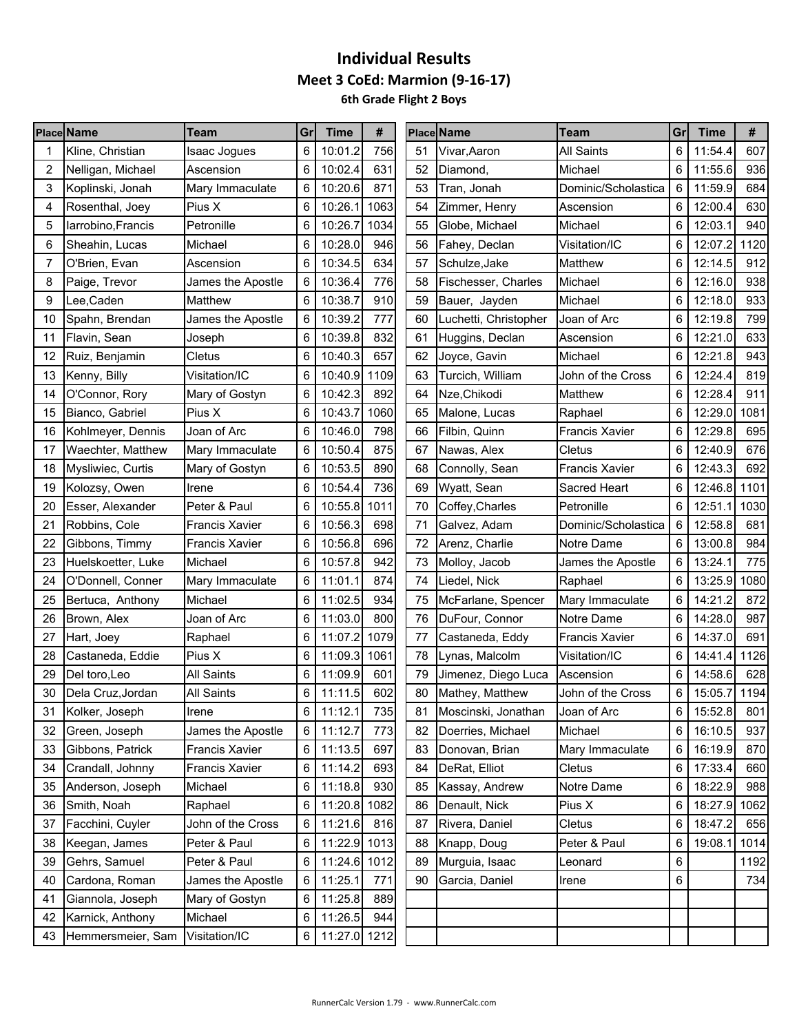# Individual Results

## Meet 3 CoEd: Marmion (9-16-17)

### 6th Grade Flight 2 Boys

| Place | Name | Team | Gr | Time | # | Place | Name | Team | Gr | Time | # |
|---|---|---|---|---|---|---|---|---|---|---|---|
| 1 | Kline, Christian | Isaac Jogues | 6 | 10:01.2 | 756 | 51 | Vivar,Aaron | All Saints | 6 | 11:54.4 | 607 |
| 2 | Nelligan, Michael | Ascension | 6 | 10:02.4 | 631 | 52 | Diamond, | Michael | 6 | 11:55.6 | 936 |
| 3 | Koplinski, Jonah | Mary Immaculate | 6 | 10:20.6 | 871 | 53 | Tran, Jonah | Dominic/Scholastica | 6 | 11:59.9 | 684 |
| 4 | Rosenthal, Joey | Pius X | 6 | 10:26.1 | 1063 | 54 | Zimmer, Henry | Ascension | 6 | 12:00.4 | 630 |
| 5 | Iarrobino,Francis | Petronille | 6 | 10:26.7 | 1034 | 55 | Globe, Michael | Michael | 6 | 12:03.1 | 940 |
| 6 | Sheahin, Lucas | Michael | 6 | 10:28.0 | 946 | 56 | Fahey, Declan | Visitation/IC | 6 | 12:07.2 | 1120 |
| 7 | O'Brien, Evan | Ascension | 6 | 10:34.5 | 634 | 57 | Schulze,Jake | Matthew | 6 | 12:14.5 | 912 |
| 8 | Paige, Trevor | James the Apostle | 6 | 10:36.4 | 776 | 58 | Fischesser, Charles | Michael | 6 | 12:16.0 | 938 |
| 9 | Lee,Caden | Matthew | 6 | 10:38.7 | 910 | 59 | Bauer, Jayden | Michael | 6 | 12:18.0 | 933 |
| 10 | Spahn, Brendan | James the Apostle | 6 | 10:39.2 | 777 | 60 | Luchetti, Christopher | Joan of Arc | 6 | 12:19.8 | 799 |
| 11 | Flavin, Sean | Joseph | 6 | 10:39.8 | 832 | 61 | Huggins, Declan | Ascension | 6 | 12:21.0 | 633 |
| 12 | Ruiz, Benjamin | Cletus | 6 | 10:40.3 | 657 | 62 | Joyce, Gavin | Michael | 6 | 12:21.8 | 943 |
| 13 | Kenny, Billy | Visitation/IC | 6 | 10:40.9 | 1109 | 63 | Turcich, William | John of the Cross | 6 | 12:24.4 | 819 |
| 14 | O'Connor, Rory | Mary of Gostyn | 6 | 10:42.3 | 892 | 64 | Nze,Chikodi | Matthew | 6 | 12:28.4 | 911 |
| 15 | Bianco, Gabriel | Pius X | 6 | 10:43.7 | 1060 | 65 | Malone, Lucas | Raphael | 6 | 12:29.0 | 1081 |
| 16 | Kohlmeyer, Dennis | Joan of Arc | 6 | 10:46.0 | 798 | 66 | Filbin, Quinn | Francis Xavier | 6 | 12:29.8 | 695 |
| 17 | Waechter, Matthew | Mary Immaculate | 6 | 10:50.4 | 875 | 67 | Nawas, Alex | Cletus | 6 | 12:40.9 | 676 |
| 18 | Mysliwiec, Curtis | Mary of Gostyn | 6 | 10:53.5 | 890 | 68 | Connolly, Sean | Francis Xavier | 6 | 12:43.3 | 692 |
| 19 | Kolozsy, Owen | Irene | 6 | 10:54.4 | 736 | 69 | Wyatt, Sean | Sacred Heart | 6 | 12:46.8 | 1101 |
| 20 | Esser, Alexander | Peter & Paul | 6 | 10:55.8 | 1011 | 70 | Coffey,Charles | Petronille | 6 | 12:51.1 | 1030 |
| 21 | Robbins, Cole | Francis Xavier | 6 | 10:56.3 | 698 | 71 | Galvez, Adam | Dominic/Scholastica | 6 | 12:58.8 | 681 |
| 22 | Gibbons, Timmy | Francis Xavier | 6 | 10:56.8 | 696 | 72 | Arenz, Charlie | Notre Dame | 6 | 13:00.8 | 984 |
| 23 | Huelskoetter, Luke | Michael | 6 | 10:57.8 | 942 | 73 | Molloy, Jacob | James the Apostle | 6 | 13:24.1 | 775 |
| 24 | O'Donnell, Conner | Mary Immaculate | 6 | 11:01.1 | 874 | 74 | Liedel, Nick | Raphael | 6 | 13:25.9 | 1080 |
| 25 | Bertuca, Anthony | Michael | 6 | 11:02.5 | 934 | 75 | McFarlane, Spencer | Mary Immaculate | 6 | 14:21.2 | 872 |
| 26 | Brown, Alex | Joan of Arc | 6 | 11:03.0 | 800 | 76 | DuFour, Connor | Notre Dame | 6 | 14:28.0 | 987 |
| 27 | Hart, Joey | Raphael | 6 | 11:07.2 | 1079 | 77 | Castaneda, Eddy | Francis Xavier | 6 | 14:37.0 | 691 |
| 28 | Castaneda, Eddie | Pius X | 6 | 11:09.3 | 1061 | 78 | Lynas, Malcolm | Visitation/IC | 6 | 14:41.4 | 1126 |
| 29 | Del toro,Leo | All Saints | 6 | 11:09.9 | 601 | 79 | Jimenez, Diego Luca | Ascension | 6 | 14:58.6 | 628 |
| 30 | Dela Cruz,Jordan | All Saints | 6 | 11:11.5 | 602 | 80 | Mathey, Matthew | John of the Cross | 6 | 15:05.7 | 1194 |
| 31 | Kolker, Joseph | Irene | 6 | 11:12.1 | 735 | 81 | Moscinski, Jonathan | Joan of Arc | 6 | 15:52.8 | 801 |
| 32 | Green, Joseph | James the Apostle | 6 | 11:12.7 | 773 | 82 | Doerries, Michael | Michael | 6 | 16:10.5 | 937 |
| 33 | Gibbons, Patrick | Francis Xavier | 6 | 11:13.5 | 697 | 83 | Donovan, Brian | Mary Immaculate | 6 | 16:19.9 | 870 |
| 34 | Crandall, Johnny | Francis Xavier | 6 | 11:14.2 | 693 | 84 | DeRat, Elliot | Cletus | 6 | 17:33.4 | 660 |
| 35 | Anderson, Joseph | Michael | 6 | 11:18.8 | 930 | 85 | Kassay, Andrew | Notre Dame | 6 | 18:22.9 | 988 |
| 36 | Smith, Noah | Raphael | 6 | 11:20.8 | 1082 | 86 | Denault, Nick | Pius X | 6 | 18:27.9 | 1062 |
| 37 | Facchini, Cuyler | John of the Cross | 6 | 11:21.6 | 816 | 87 | Rivera, Daniel | Cletus | 6 | 18:47.2 | 656 |
| 38 | Keegan, James | Peter & Paul | 6 | 11:22.9 | 1013 | 88 | Knapp, Doug | Peter & Paul | 6 | 19:08.1 | 1014 |
| 39 | Gehrs, Samuel | Peter & Paul | 6 | 11:24.6 | 1012 | 89 | Murguia, Isaac | Leonard | 6 | | 1192 |
| 40 | Cardona, Roman | James the Apostle | 6 | 11:25.1 | 771 | 90 | Garcia, Daniel | Irene | 6 | | 734 |
| 41 | Giannola, Joseph | Mary of Gostyn | 6 | 11:25.8 | 889 | | | | | | |
| 42 | Karnick, Anthony | Michael | 6 | 11:26.5 | 944 | | | | | | |
| 43 | Hemmersmeier, Sam | Visitation/IC | 6 | 11:27.0 | 1212 | | | | | | |

RunnerCalc Version 1.79 - www.RunnerCalc.com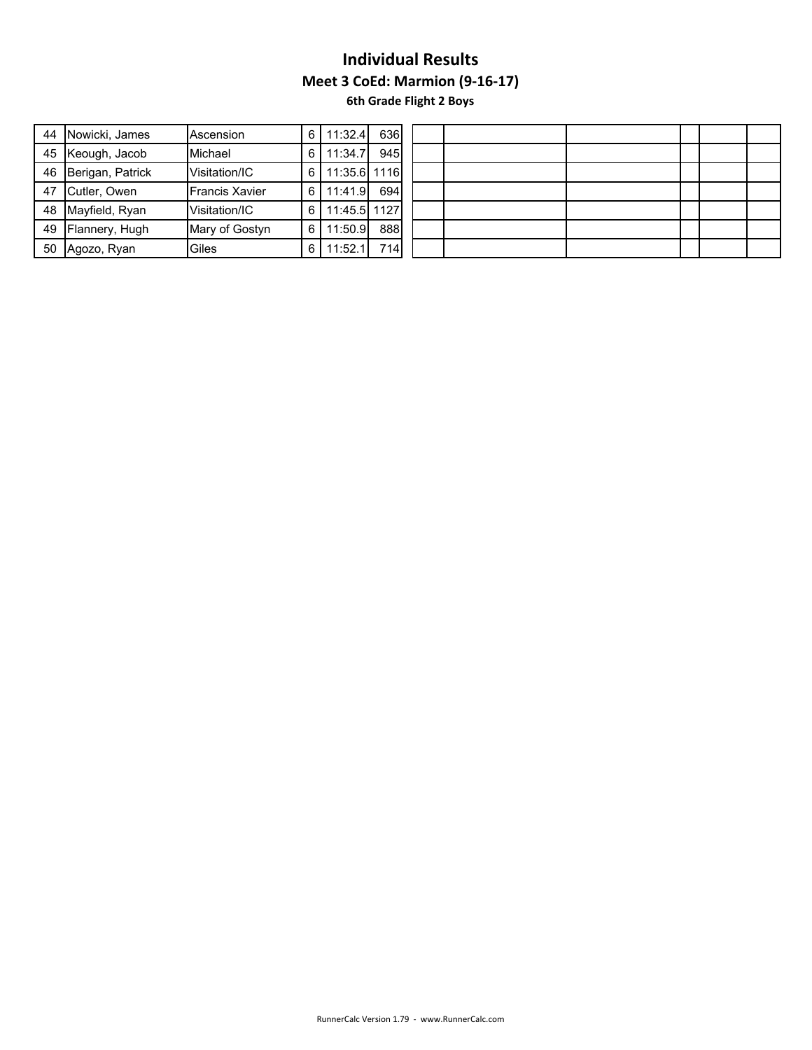# Individual Results

## Meet 3 CoEd: Marmion (9-16-17)

### 6th Grade Flight 2 Boys

| | | | | | | | | | | | | |
|---|---|---|---|---|---|---|---|---|---|---|---|---|
| 44 | Nowicki, James | Ascension | 6 | 11:32.4 | 636 | | | | | | | |
| 45 | Keough, Jacob | Michael | 6 | 11:34.7 | 945 | | | | | | | |
| 46 | Berigan, Patrick | Visitation/IC | 6 | 11:35.6 | 1116 | | | | | | | |
| 47 | Cutler, Owen | Francis Xavier | 6 | 11:41.9 | 694 | | | | | | | |
| 48 | Mayfield, Ryan | Visitation/IC | 6 | 11:45.5 | 1127 | | | | | | | |
| 49 | Flannery, Hugh | Mary of Gostyn | 6 | 11:50.9 | 888 | | | | | | | |
| 50 | Agozo, Ryan | Giles | 6 | 11:52.1 | 714 | | | | | | | |

RunnerCalc Version 1.79 - www.RunnerCalc.com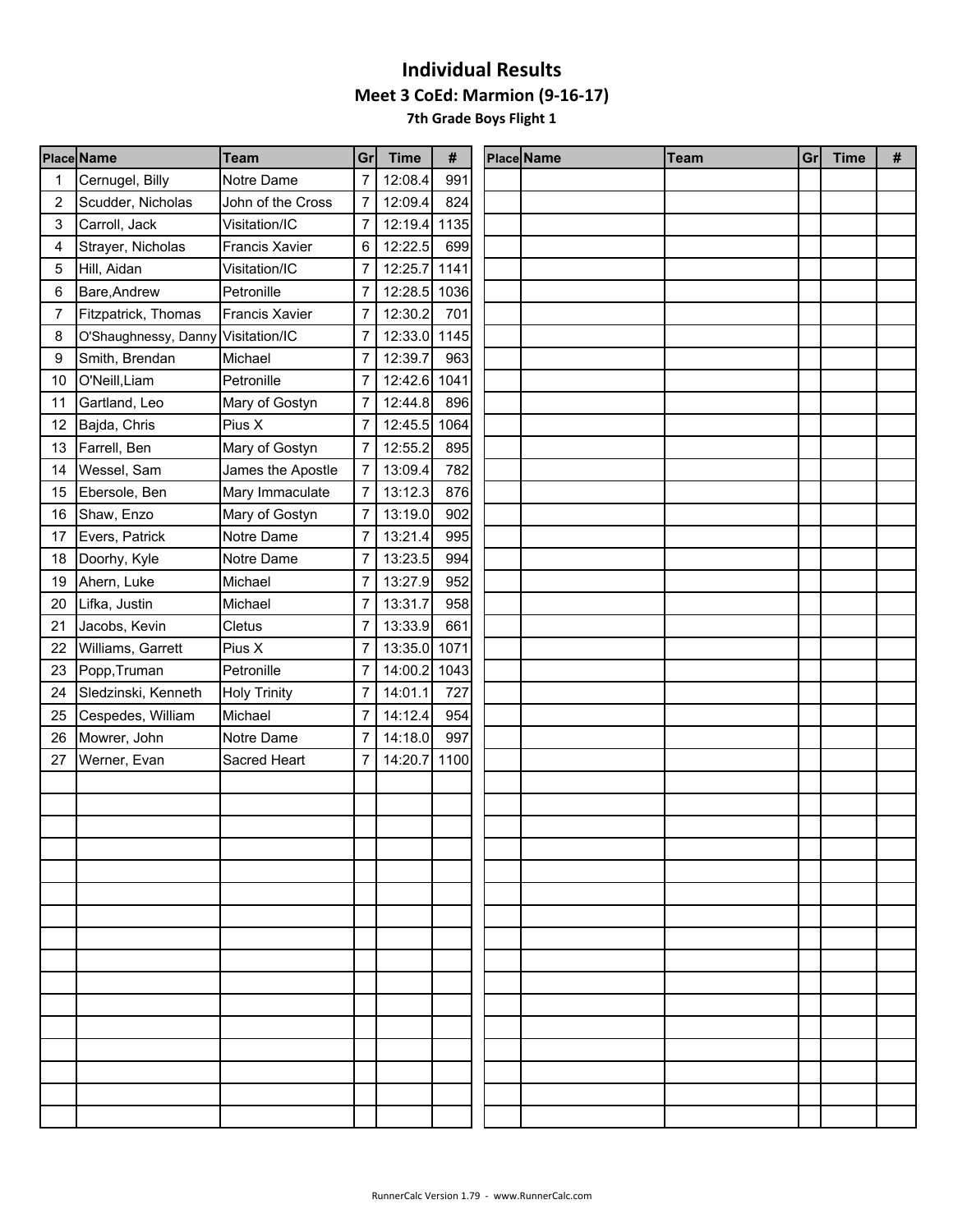# Individual Results

## Meet 3 CoEd: Marmion (9-16-17)

### 7th Grade Boys Flight 1

| Place | Name | Team | Gr | Time | # |
|---|---|---|---|---|---|
| 1 | Cernugel, Billy | Notre Dame | 7 | 12:08.4 | 991 |
| 2 | Scudder, Nicholas | John of the Cross | 7 | 12:09.4 | 824 |
| 3 | Carroll, Jack | Visitation/IC | 7 | 12:19.4 | 1135 |
| 4 | Strayer, Nicholas | Francis Xavier | 6 | 12:22.5 | 699 |
| 5 | Hill, Aidan | Visitation/IC | 7 | 12:25.7 | 1141 |
| 6 | Bare,Andrew | Petronille | 7 | 12:28.5 | 1036 |
| 7 | Fitzpatrick, Thomas | Francis Xavier | 7 | 12:30.2 | 701 |
| 8 | O'Shaughnessy, Danny | Visitation/IC | 7 | 12:33.0 | 1145 |
| 9 | Smith, Brendan | Michael | 7 | 12:39.7 | 963 |
| 10 | O'Neill,Liam | Petronille | 7 | 12:42.6 | 1041 |
| 11 | Gartland, Leo | Mary of Gostyn | 7 | 12:44.8 | 896 |
| 12 | Bajda, Chris | Pius X | 7 | 12:45.5 | 1064 |
| 13 | Farrell, Ben | Mary of Gostyn | 7 | 12:55.2 | 895 |
| 14 | Wessel, Sam | James the Apostle | 7 | 13:09.4 | 782 |
| 15 | Ebersole, Ben | Mary Immaculate | 7 | 13:12.3 | 876 |
| 16 | Shaw, Enzo | Mary of Gostyn | 7 | 13:19.0 | 902 |
| 17 | Evers, Patrick | Notre Dame | 7 | 13:21.4 | 995 |
| 18 | Doorhy, Kyle | Notre Dame | 7 | 13:23.5 | 994 |
| 19 | Ahern, Luke | Michael | 7 | 13:27.9 | 952 |
| 20 | Lifka, Justin | Michael | 7 | 13:31.7 | 958 |
| 21 | Jacobs, Kevin | Cletus | 7 | 13:33.9 | 661 |
| 22 | Williams, Garrett | Pius X | 7 | 13:35.0 | 1071 |
| 23 | Popp,Truman | Petronille | 7 | 14:00.2 | 1043 |
| 24 | Sledzinski, Kenneth | Holy Trinity | 7 | 14:01.1 | 727 |
| 25 | Cespedes, William | Michael | 7 | 14:12.4 | 954 |
| 26 | Mowrer, John | Notre Dame | 7 | 14:18.0 | 997 |
| 27 | Werner, Evan | Sacred Heart | 7 | 14:20.7 | 1100 |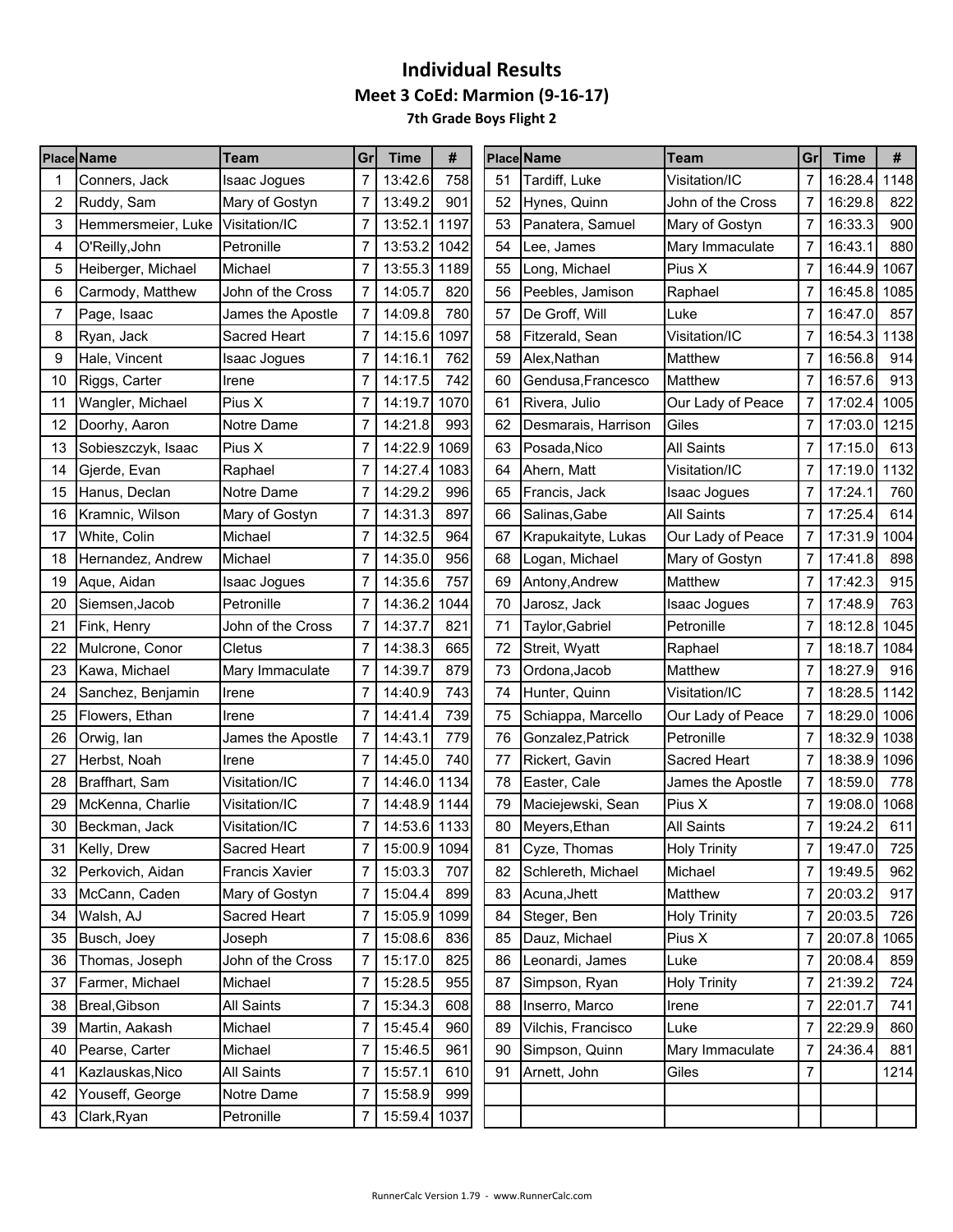# Individual Results

## Meet 3 CoEd: Marmion (9-16-17)

### 7th Grade Boys Flight 2

| Place | Name | Team | Gr | Time | # |
|---|---|---|---|---|---|
| 1 | Conners, Jack | Isaac Jogues | 7 | 13:42.6 | 758 |
| 2 | Ruddy, Sam | Mary of Gostyn | 7 | 13:49.2 | 901 |
| 3 | Hemmersmeier, Luke | Visitation/IC | 7 | 13:52.1 | 1197 |
| 4 | O'Reilly,John | Petronille | 7 | 13:53.2 | 1042 |
| 5 | Heiberger, Michael | Michael | 7 | 13:55.3 | 1189 |
| 6 | Carmody, Matthew | John of the Cross | 7 | 14:05.7 | 820 |
| 7 | Page, Isaac | James the Apostle | 7 | 14:09.8 | 780 |
| 8 | Ryan, Jack | Sacred Heart | 7 | 14:15.6 | 1097 |
| 9 | Hale, Vincent | Isaac Jogues | 7 | 14:16.1 | 762 |
| 10 | Riggs, Carter | Irene | 7 | 14:17.5 | 742 |
| 11 | Wangler, Michael | Pius X | 7 | 14:19.7 | 1070 |
| 12 | Doorhy, Aaron | Notre Dame | 7 | 14:21.8 | 993 |
| 13 | Sobieszczyk, Isaac | Pius X | 7 | 14:22.9 | 1069 |
| 14 | Gjerde, Evan | Raphael | 7 | 14:27.4 | 1083 |
| 15 | Hanus, Declan | Notre Dame | 7 | 14:29.2 | 996 |
| 16 | Kramnic, Wilson | Mary of Gostyn | 7 | 14:31.3 | 897 |
| 17 | White, Colin | Michael | 7 | 14:32.5 | 964 |
| 18 | Hernandez, Andrew | Michael | 7 | 14:35.0 | 956 |
| 19 | Aque, Aidan | Isaac Jogues | 7 | 14:35.6 | 757 |
| 20 | Siemsen,Jacob | Petronille | 7 | 14:36.2 | 1044 |
| 21 | Fink, Henry | John of the Cross | 7 | 14:37.7 | 821 |
| 22 | Mulcrone, Conor | Cletus | 7 | 14:38.3 | 665 |
| 23 | Kawa, Michael | Mary Immaculate | 7 | 14:39.7 | 879 |
| 24 | Sanchez, Benjamin | Irene | 7 | 14:40.9 | 743 |
| 25 | Flowers, Ethan | Irene | 7 | 14:41.4 | 739 |
| 26 | Orwig, Ian | James the Apostle | 7 | 14:43.1 | 779 |
| 27 | Herbst, Noah | Irene | 7 | 14:45.0 | 740 |
| 28 | Braffhart, Sam | Visitation/IC | 7 | 14:46.0 | 1134 |
| 29 | McKenna, Charlie | Visitation/IC | 7 | 14:48.9 | 1144 |
| 30 | Beckman, Jack | Visitation/IC | 7 | 14:53.6 | 1133 |
| 31 | Kelly, Drew | Sacred Heart | 7 | 15:00.9 | 1094 |
| 32 | Perkovich, Aidan | Francis Xavier | 7 | 15:03.3 | 707 |
| 33 | McCann, Caden | Mary of Gostyn | 7 | 15:04.4 | 899 |
| 34 | Walsh, AJ | Sacred Heart | 7 | 15:05.9 | 1099 |
| 35 | Busch, Joey | Joseph | 7 | 15:08.6 | 836 |
| 36 | Thomas, Joseph | John of the Cross | 7 | 15:17.0 | 825 |
| 37 | Farmer, Michael | Michael | 7 | 15:28.5 | 955 |
| 38 | Breal,Gibson | All Saints | 7 | 15:34.3 | 608 |
| 39 | Martin, Aakash | Michael | 7 | 15:45.4 | 960 |
| 40 | Pearse, Carter | Michael | 7 | 15:46.5 | 961 |
| 41 | Kazlauskas,Nico | All Saints | 7 | 15:57.1 | 610 |
| 42 | Youseff, George | Notre Dame | 7 | 15:58.9 | 999 |
| 43 | Clark,Ryan | Petronille | 7 | 15:59.4 | 1037 |
| 51 | Tardiff, Luke | Visitation/IC | 7 | 16:28.4 | 1148 |
| 52 | Hynes, Quinn | John of the Cross | 7 | 16:29.8 | 822 |
| 53 | Panatera, Samuel | Mary of Gostyn | 7 | 16:33.3 | 900 |
| 54 | Lee, James | Mary Immaculate | 7 | 16:43.1 | 880 |
| 55 | Long, Michael | Pius X | 7 | 16:44.9 | 1067 |
| 56 | Peebles, Jamison | Raphael | 7 | 16:45.8 | 1085 |
| 57 | De Groff, Will | Luke | 7 | 16:47.0 | 857 |
| 58 | Fitzerald, Sean | Visitation/IC | 7 | 16:54.3 | 1138 |
| 59 | Alex,Nathan | Matthew | 7 | 16:56.8 | 914 |
| 60 | Gendusa,Francesco | Matthew | 7 | 16:57.6 | 913 |
| 61 | Rivera, Julio | Our Lady of Peace | 7 | 17:02.4 | 1005 |
| 62 | Desmarais, Harrison | Giles | 7 | 17:03.0 | 1215 |
| 63 | Posada,Nico | All Saints | 7 | 17:15.0 | 613 |
| 64 | Ahern, Matt | Visitation/IC | 7 | 17:19.0 | 1132 |
| 65 | Francis, Jack | Isaac Jogues | 7 | 17:24.1 | 760 |
| 66 | Salinas,Gabe | All Saints | 7 | 17:25.4 | 614 |
| 67 | Krapukaityte, Lukas | Our Lady of Peace | 7 | 17:31.9 | 1004 |
| 68 | Logan, Michael | Mary of Gostyn | 7 | 17:41.8 | 898 |
| 69 | Antony,Andrew | Matthew | 7 | 17:42.3 | 915 |
| 70 | Jarosz, Jack | Isaac Jogues | 7 | 17:48.9 | 763 |
| 71 | Taylor,Gabriel | Petronille | 7 | 18:12.8 | 1045 |
| 72 | Streit, Wyatt | Raphael | 7 | 18:18.7 | 1084 |
| 73 | Ordona,Jacob | Matthew | 7 | 18:27.9 | 916 |
| 74 | Hunter, Quinn | Visitation/IC | 7 | 18:28.5 | 1142 |
| 75 | Schiappa, Marcello | Our Lady of Peace | 7 | 18:29.0 | 1006 |
| 76 | Gonzalez,Patrick | Petronille | 7 | 18:32.9 | 1038 |
| 77 | Rickert, Gavin | Sacred Heart | 7 | 18:38.9 | 1096 |
| 78 | Easter, Cale | James the Apostle | 7 | 18:59.0 | 778 |
| 79 | Maciejewski, Sean | Pius X | 7 | 19:08.0 | 1068 |
| 80 | Meyers,Ethan | All Saints | 7 | 19:24.2 | 611 |
| 81 | Cyze, Thomas | Holy Trinity | 7 | 19:47.0 | 725 |
| 82 | Schlereth, Michael | Michael | 7 | 19:49.5 | 962 |
| 83 | Acuna,Jhett | Matthew | 7 | 20:03.2 | 917 |
| 84 | Steger, Ben | Holy Trinity | 7 | 20:03.5 | 726 |
| 85 | Dauz, Michael | Pius X | 7 | 20:07.8 | 1065 |
| 86 | Leonardi, James | Luke | 7 | 20:08.4 | 859 |
| 87 | Simpson, Ryan | Holy Trinity | 7 | 21:39.2 | 724 |
| 88 | Inserro, Marco | Irene | 7 | 22:01.7 | 741 |
| 89 | Vilchis, Francisco | Luke | 7 | 22:29.9 | 860 |
| 90 | Simpson, Quinn | Mary Immaculate | 7 | 24:36.4 | 881 |
| 91 | Arnett, John | Giles | 7 | | 1214 |

RunnerCalc Version 1.79 - www.RunnerCalc.com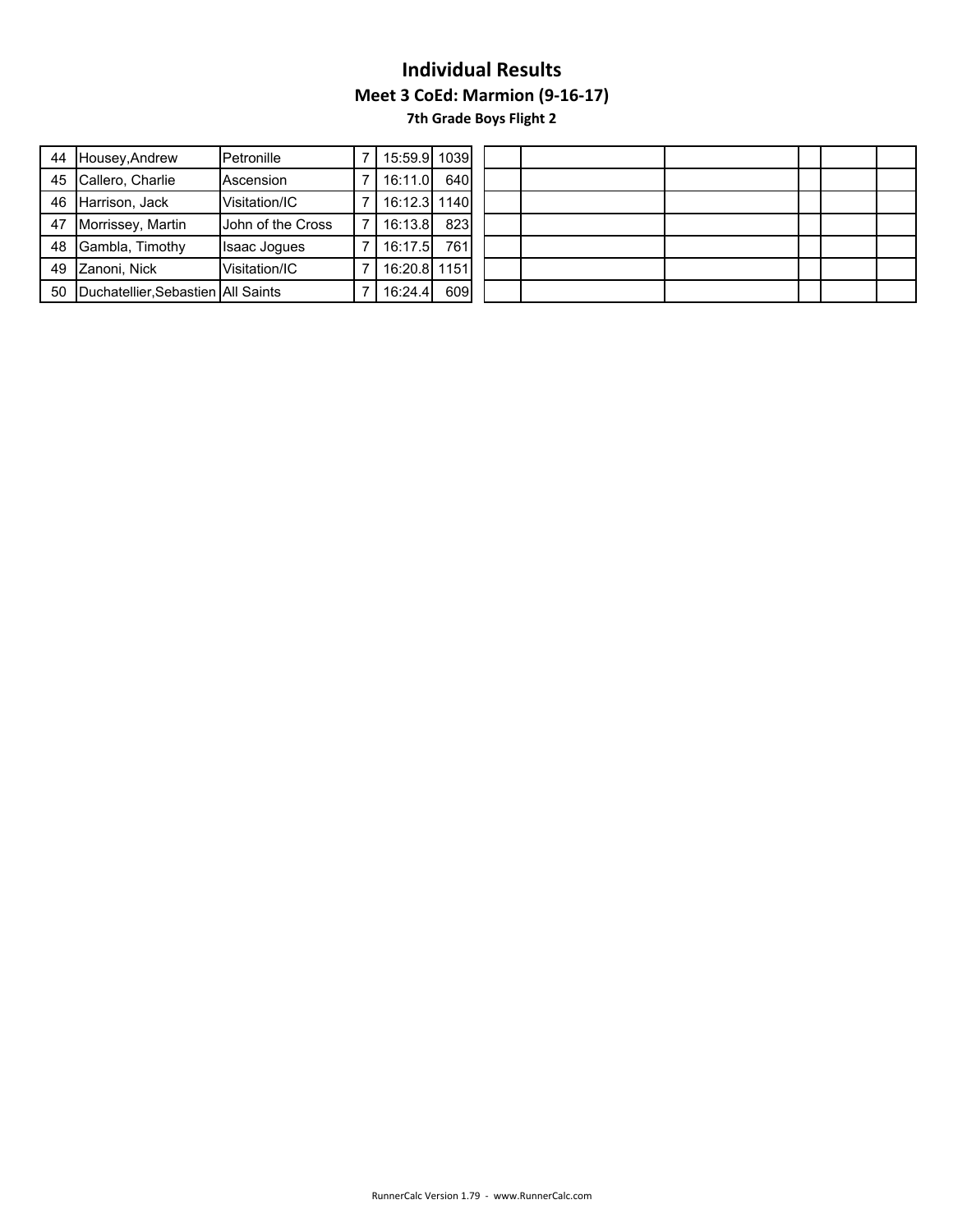# Individual Results

## Meet 3 CoEd: Marmion (9-16-17)

### 7th Grade Boys Flight 2

| | | | | | |
|---|---|---|---|---|---|
| 44 | Housey,Andrew | Petronille | 7 | 15:59.9 | 1039 |
| 45 | Callero, Charlie | Ascension | 7 | 16:11.0 | 640 |
| 46 | Harrison, Jack | Visitation/IC | 7 | 16:12.3 | 1140 |
| 47 | Morrissey, Martin | John of the Cross | 7 | 16:13.8 | 823 |
| 48 | Gambla, Timothy | Isaac Jogues | 7 | 16:17.5 | 761 |
| 49 | Zanoni, Nick | Visitation/IC | 7 | 16:20.8 | 1151 |
| 50 | Duchatellier,Sebastien | All Saints | 7 | 16:24.4 | 609 |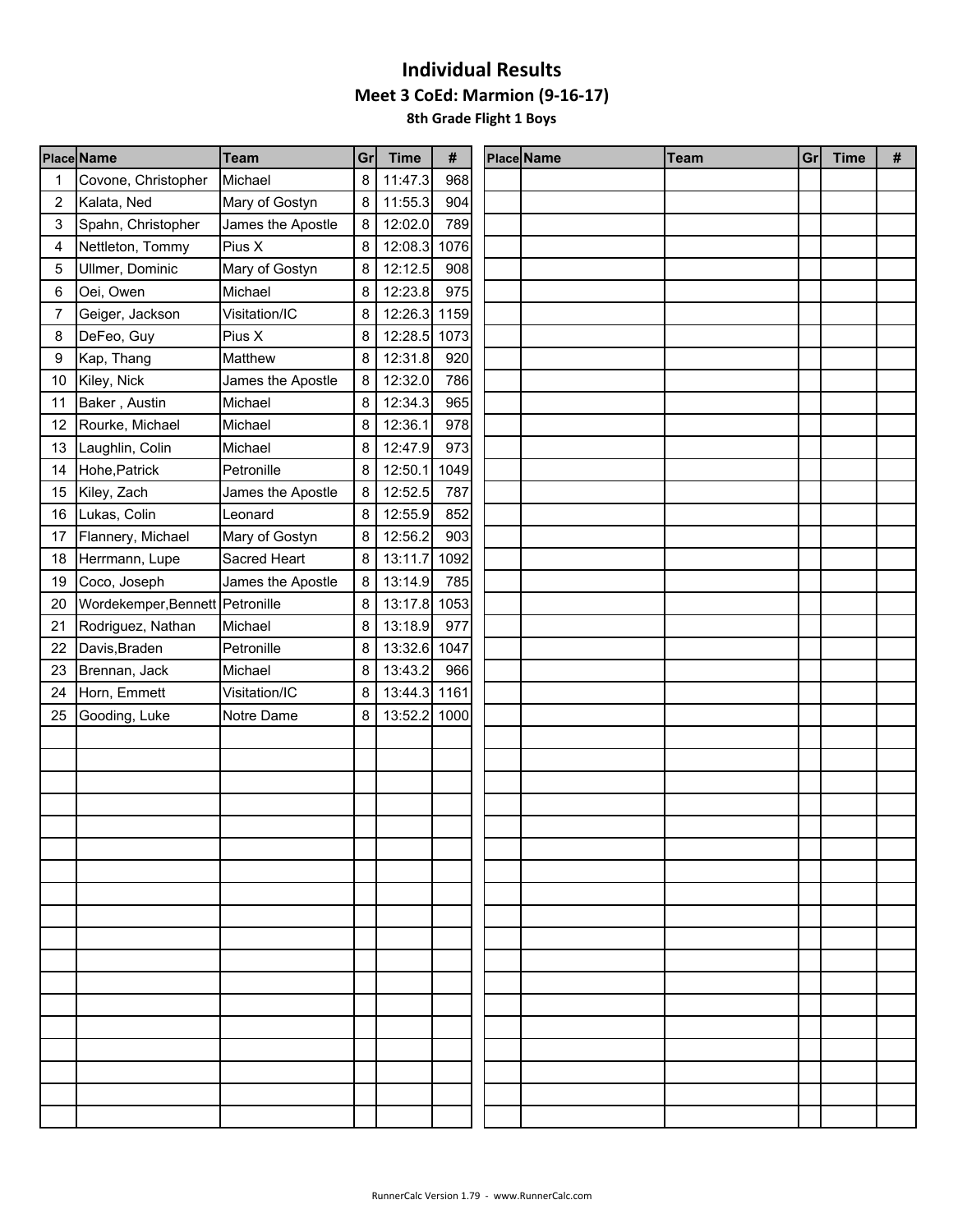# Individual Results

## Meet 3 CoEd: Marmion (9-16-17)

### 8th Grade Flight 1 Boys

| Place | Name | Team | Gr | Time | # |
|---|---|---|---|---|---|
| 1 | Covone, Christopher | Michael | 8 | 11:47.3 | 968 |
| 2 | Kalata, Ned | Mary of Gostyn | 8 | 11:55.3 | 904 |
| 3 | Spahn, Christopher | James the Apostle | 8 | 12:02.0 | 789 |
| 4 | Nettleton, Tommy | Pius X | 8 | 12:08.3 | 1076 |
| 5 | Ullmer, Dominic | Mary of Gostyn | 8 | 12:12.5 | 908 |
| 6 | Oei, Owen | Michael | 8 | 12:23.8 | 975 |
| 7 | Geiger, Jackson | Visitation/IC | 8 | 12:26.3 | 1159 |
| 8 | DeFeo, Guy | Pius X | 8 | 12:28.5 | 1073 |
| 9 | Kap, Thang | Matthew | 8 | 12:31.8 | 920 |
| 10 | Kiley, Nick | James the Apostle | 8 | 12:32.0 | 786 |
| 11 | Baker , Austin | Michael | 8 | 12:34.3 | 965 |
| 12 | Rourke, Michael | Michael | 8 | 12:36.1 | 978 |
| 13 | Laughlin, Colin | Michael | 8 | 12:47.9 | 973 |
| 14 | Hohe,Patrick | Petronille | 8 | 12:50.1 | 1049 |
| 15 | Kiley, Zach | James the Apostle | 8 | 12:52.5 | 787 |
| 16 | Lukas, Colin | Leonard | 8 | 12:55.9 | 852 |
| 17 | Flannery, Michael | Mary of Gostyn | 8 | 12:56.2 | 903 |
| 18 | Herrmann, Lupe | Sacred Heart | 8 | 13:11.7 | 1092 |
| 19 | Coco, Joseph | James the Apostle | 8 | 13:14.9 | 785 |
| 20 | Wordekemper,Bennett | Petronille | 8 | 13:17.8 | 1053 |
| 21 | Rodriguez, Nathan | Michael | 8 | 13:18.9 | 977 |
| 22 | Davis,Braden | Petronille | 8 | 13:32.6 | 1047 |
| 23 | Brennan, Jack | Michael | 8 | 13:43.2 | 966 |
| 24 | Horn, Emmett | Visitation/IC | 8 | 13:44.3 | 1161 |
| 25 | Gooding, Luke | Notre Dame | 8 | 13:52.2 | 1000 |

RunnerCalc Version 1.79 - www.RunnerCalc.com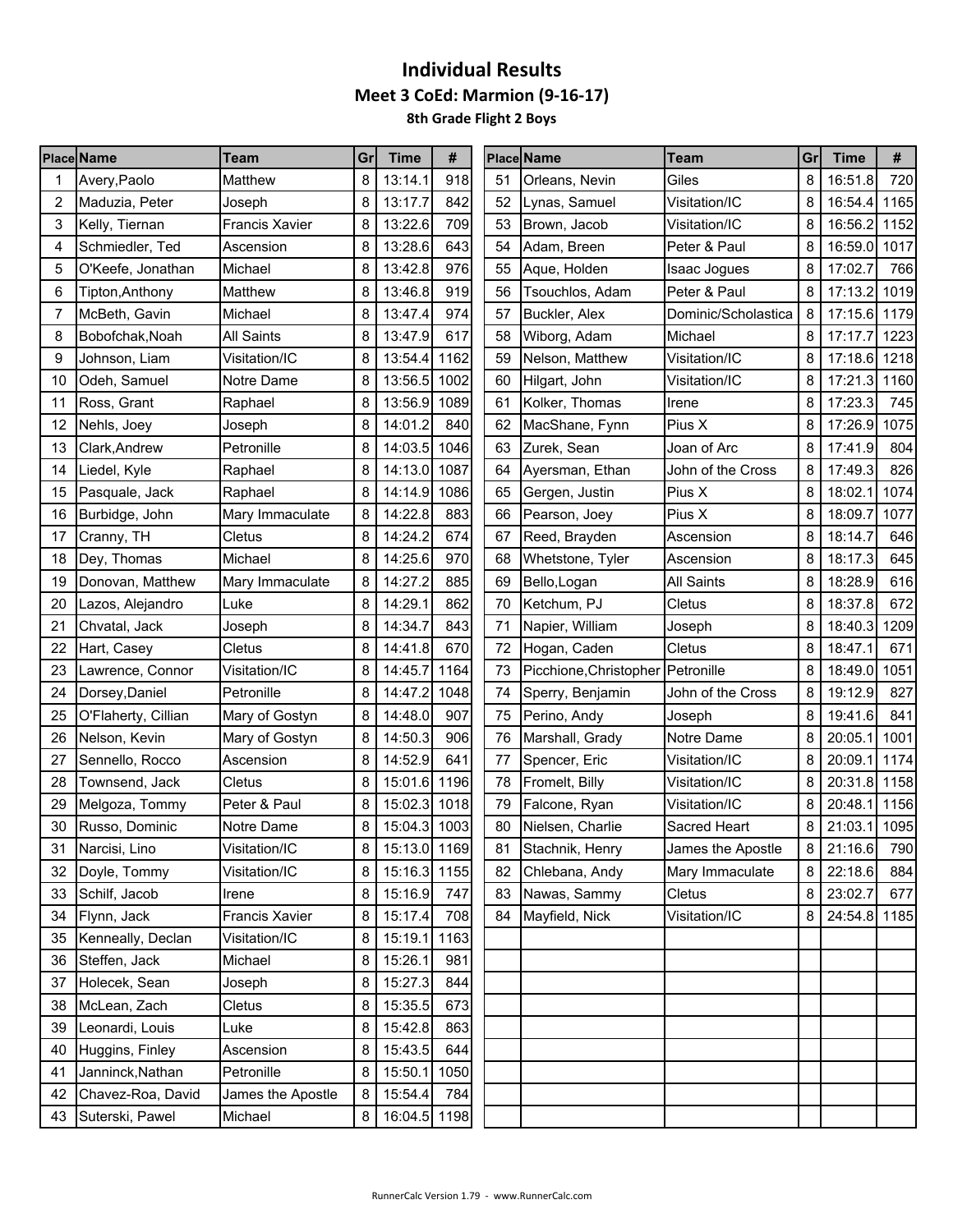# Individual Results

## Meet 3 CoEd: Marmion (9-16-17)

### 8th Grade Flight 2 Boys

| Place | Name | Team | Gr | Time | # |
|---|---|---|---|---|---|
| 1 | Avery,Paolo | Matthew | 8 | 13:14.1 | 918 |
| 2 | Maduzia, Peter | Joseph | 8 | 13:17.7 | 842 |
| 3 | Kelly, Tiernan | Francis Xavier | 8 | 13:22.6 | 709 |
| 4 | Schmiedler, Ted | Ascension | 8 | 13:28.6 | 643 |
| 5 | O'Keefe, Jonathan | Michael | 8 | 13:42.8 | 976 |
| 6 | Tipton,Anthony | Matthew | 8 | 13:46.8 | 919 |
| 7 | McBeth, Gavin | Michael | 8 | 13:47.4 | 974 |
| 8 | Bobofchak,Noah | All Saints | 8 | 13:47.9 | 617 |
| 9 | Johnson, Liam | Visitation/IC | 8 | 13:54.4 | 1162 |
| 10 | Odeh, Samuel | Notre Dame | 8 | 13:56.5 | 1002 |
| 11 | Ross, Grant | Raphael | 8 | 13:56.9 | 1089 |
| 12 | Nehls, Joey | Joseph | 8 | 14:01.2 | 840 |
| 13 | Clark,Andrew | Petronille | 8 | 14:03.5 | 1046 |
| 14 | Liedel, Kyle | Raphael | 8 | 14:13.0 | 1087 |
| 15 | Pasquale, Jack | Raphael | 8 | 14:14.9 | 1086 |
| 16 | Burbidge, John | Mary Immaculate | 8 | 14:22.8 | 883 |
| 17 | Cranny, TH | Cletus | 8 | 14:24.2 | 674 |
| 18 | Dey, Thomas | Michael | 8 | 14:25.6 | 970 |
| 19 | Donovan, Matthew | Mary Immaculate | 8 | 14:27.2 | 885 |
| 20 | Lazos, Alejandro | Luke | 8 | 14:29.1 | 862 |
| 21 | Chvatal, Jack | Joseph | 8 | 14:34.7 | 843 |
| 22 | Hart, Casey | Cletus | 8 | 14:41.8 | 670 |
| 23 | Lawrence, Connor | Visitation/IC | 8 | 14:45.7 | 1164 |
| 24 | Dorsey,Daniel | Petronille | 8 | 14:47.2 | 1048 |
| 25 | O'Flaherty, Cillian | Mary of Gostyn | 8 | 14:48.0 | 907 |
| 26 | Nelson, Kevin | Mary of Gostyn | 8 | 14:50.3 | 906 |
| 27 | Sennello, Rocco | Ascension | 8 | 14:52.9 | 641 |
| 28 | Townsend, Jack | Cletus | 8 | 15:01.6 | 1196 |
| 29 | Melgoza, Tommy | Peter & Paul | 8 | 15:02.3 | 1018 |
| 30 | Russo, Dominic | Notre Dame | 8 | 15:04.3 | 1003 |
| 31 | Narcisi, Lino | Visitation/IC | 8 | 15:13.0 | 1169 |
| 32 | Doyle, Tommy | Visitation/IC | 8 | 15:16.3 | 1155 |
| 33 | Schilf, Jacob | Irene | 8 | 15:16.9 | 747 |
| 34 | Flynn, Jack | Francis Xavier | 8 | 15:17.4 | 708 |
| 35 | Kenneally, Declan | Visitation/IC | 8 | 15:19.1 | 1163 |
| 36 | Steffen, Jack | Michael | 8 | 15:26.1 | 981 |
| 37 | Holecek, Sean | Joseph | 8 | 15:27.3 | 844 |
| 38 | McLean, Zach | Cletus | 8 | 15:35.5 | 673 |
| 39 | Leonardi, Louis | Luke | 8 | 15:42.8 | 863 |
| 40 | Huggins, Finley | Ascension | 8 | 15:43.5 | 644 |
| 41 | Janninck,Nathan | Petronille | 8 | 15:50.1 | 1050 |
| 42 | Chavez-Roa, David | James the Apostle | 8 | 15:54.4 | 784 |
| 43 | Suterski, Pawel | Michael | 8 | 16:04.5 | 1198 |
| 51 | Orleans, Nevin | Giles | 8 | 16:51.8 | 720 |
| 52 | Lynas, Samuel | Visitation/IC | 8 | 16:54.4 | 1165 |
| 53 | Brown, Jacob | Visitation/IC | 8 | 16:56.2 | 1152 |
| 54 | Adam, Breen | Peter & Paul | 8 | 16:59.0 | 1017 |
| 55 | Aque, Holden | Isaac Jogues | 8 | 17:02.7 | 766 |
| 56 | Tsouchlos, Adam | Peter & Paul | 8 | 17:13.2 | 1019 |
| 57 | Buckler, Alex | Dominic/Scholastica | 8 | 17:15.6 | 1179 |
| 58 | Wiborg, Adam | Michael | 8 | 17:17.7 | 1223 |
| 59 | Nelson, Matthew | Visitation/IC | 8 | 17:18.6 | 1218 |
| 60 | Hilgart, John | Visitation/IC | 8 | 17:21.3 | 1160 |
| 61 | Kolker, Thomas | Irene | 8 | 17:23.3 | 745 |
| 62 | MacShane, Fynn | Pius X | 8 | 17:26.9 | 1075 |
| 63 | Zurek, Sean | Joan of Arc | 8 | 17:41.9 | 804 |
| 64 | Ayersman, Ethan | John of the Cross | 8 | 17:49.3 | 826 |
| 65 | Gergen, Justin | Pius X | 8 | 18:02.1 | 1074 |
| 66 | Pearson, Joey | Pius X | 8 | 18:09.7 | 1077 |
| 67 | Reed, Brayden | Ascension | 8 | 18:14.7 | 646 |
| 68 | Whetstone, Tyler | Ascension | 8 | 18:17.3 | 645 |
| 69 | Bello,Logan | All Saints | 8 | 18:28.9 | 616 |
| 70 | Ketchum, PJ | Cletus | 8 | 18:37.8 | 672 |
| 71 | Napier, William | Joseph | 8 | 18:40.3 | 1209 |
| 72 | Hogan, Caden | Cletus | 8 | 18:47.1 | 671 |
| 73 | Picchione,Christopher | Petronille | 8 | 18:49.0 | 1051 |
| 74 | Sperry, Benjamin | John of the Cross | 8 | 19:12.9 | 827 |
| 75 | Perino, Andy | Joseph | 8 | 19:41.6 | 841 |
| 76 | Marshall, Grady | Notre Dame | 8 | 20:05.1 | 1001 |
| 77 | Spencer, Eric | Visitation/IC | 8 | 20:09.1 | 1174 |
| 78 | Fromelt, Billy | Visitation/IC | 8 | 20:31.8 | 1158 |
| 79 | Falcone, Ryan | Visitation/IC | 8 | 20:48.1 | 1156 |
| 80 | Nielsen, Charlie | Sacred Heart | 8 | 21:03.1 | 1095 |
| 81 | Stachnik, Henry | James the Apostle | 8 | 21:16.6 | 790 |
| 82 | Chlebana, Andy | Mary Immaculate | 8 | 22:18.6 | 884 |
| 83 | Nawas, Sammy | Cletus | 8 | 23:02.7 | 677 |
| 84 | Mayfield, Nick | Visitation/IC | 8 | 24:54.8 | 1185 |

RunnerCalc Version 1.79 - www.RunnerCalc.com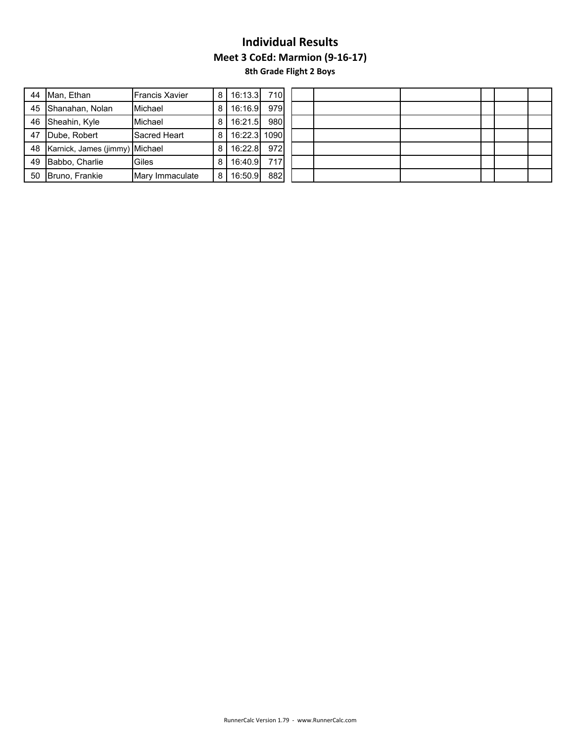# Individual Results

## Meet 3 CoEd: Marmion (9-16-17)

### 8th Grade Flight 2 Boys

| | | | | | |
|---|---|---|---|---|---|
| 44 | Man, Ethan | Francis Xavier | 8 | 16:13.3 | 710 |
| 45 | Shanahan, Nolan | Michael | 8 | 16:16.9 | 979 |
| 46 | Sheahin, Kyle | Michael | 8 | 16:21.5 | 980 |
| 47 | Dube, Robert | Sacred Heart | 8 | 16:22.3 | 1090 |
| 48 | Karnick, James (jimmy) | Michael | 8 | 16:22.8 | 972 |
| 49 | Babbo, Charlie | Giles | 8 | 16:40.9 | 717 |
| 50 | Bruno, Frankie | Mary Immaculate | 8 | 16:50.9 | 882 |

RunnerCalc Version 1.79 - www.RunnerCalc.com